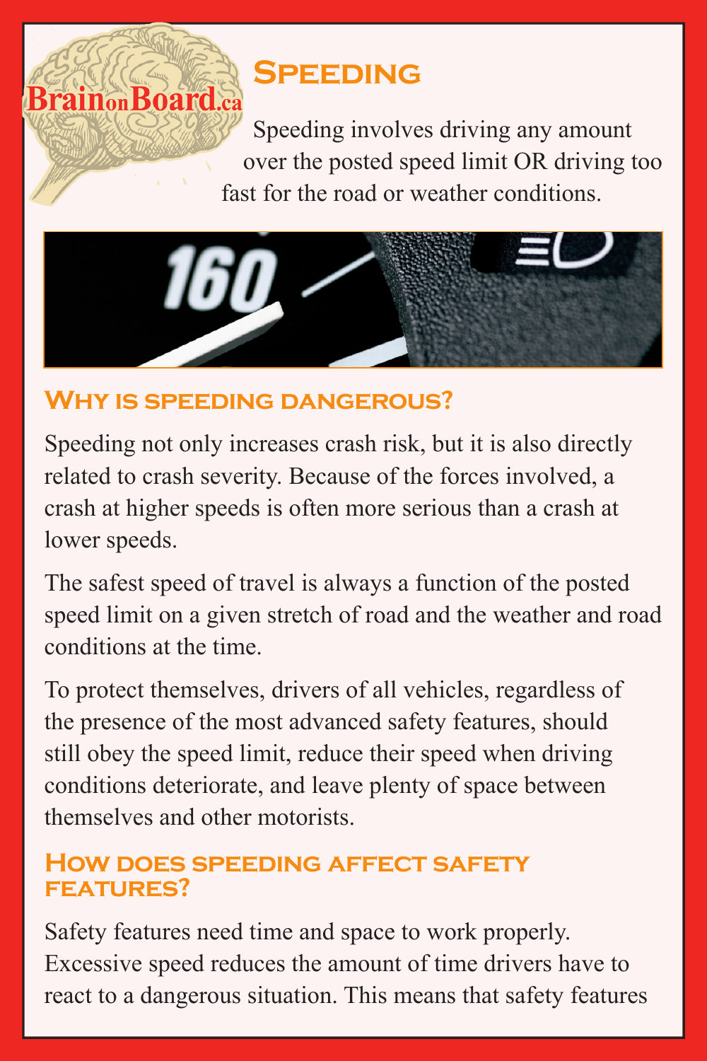# Speeding

Speeding involves driving any amount over the posted speed limit OR driving too fast for the road or weather conditions.

## Why is speeding dangerous?

Speeding not only increases crash risk, but it is also directly related to crash severity. Because of the forces involved, a crash at higher speeds is often more serious than a crash at lower speeds.

The safest speed of travel is always a function of the posted speed limit on a given stretch of road and the weather and road conditions at the time.

To protect themselves, drivers of all vehicles, regardless of the presence of the most advanced safety features, should still obey the speed limit, reduce their speed when driving conditions deteriorate, and leave plenty of space between themselves and other motorists.

## How does speeding affect safety features?

Safety features need time and space to work properly. Excessive speed reduces the amount of time drivers have to react to a dangerous situation. This means that safety features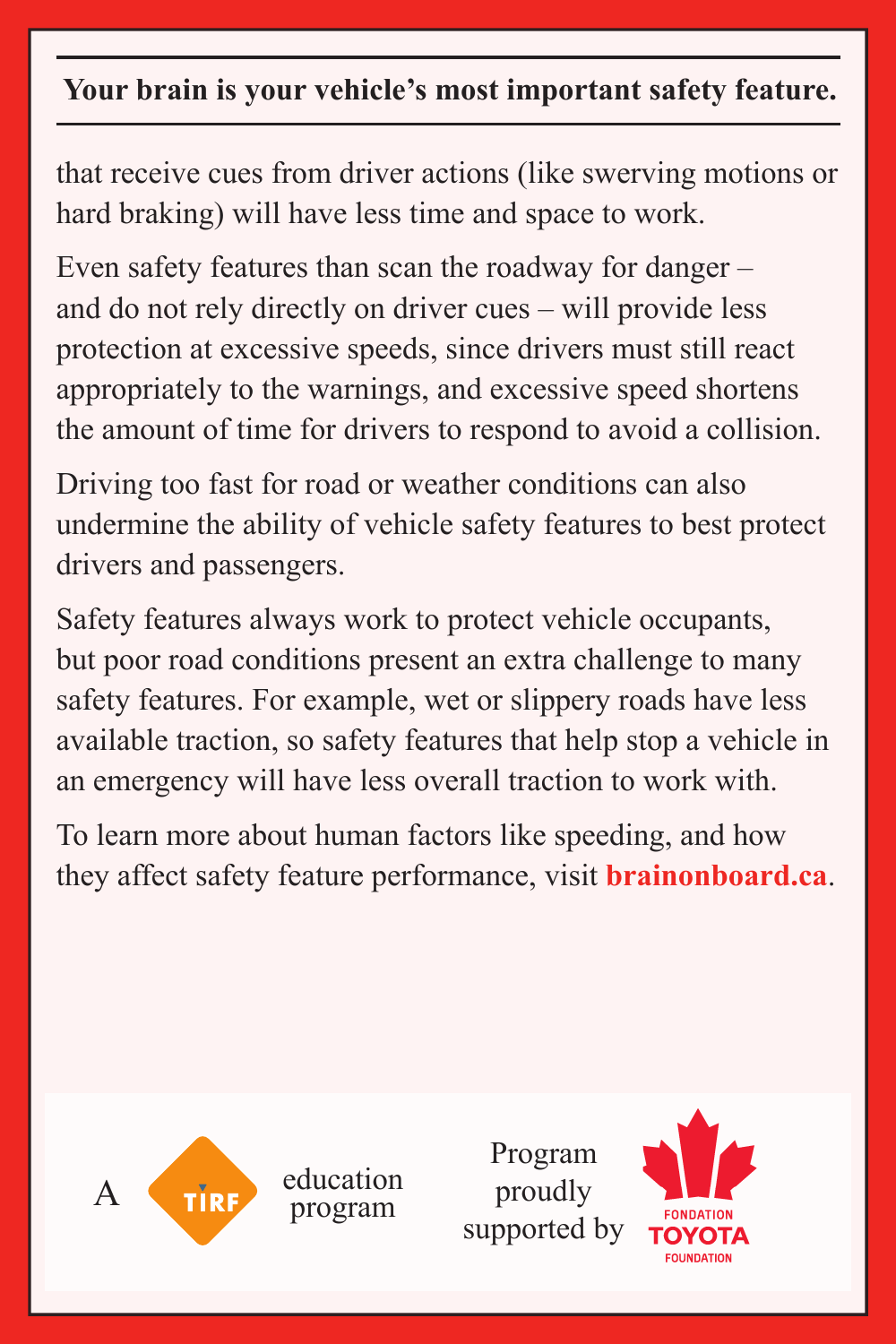**Your brain is your vehicle's most important safety feature.**

that receive cues from driver actions (like swerving motions or hard braking) will have less time and space to work.

Even safety features than scan the roadway for danger – and do not rely directly on driver cues – will provide less protection at excessive speeds, since drivers must still react appropriately to the warnings, and excessive speed shortens the amount of time for drivers to respond to avoid a collision.

Driving too fast for road or weather conditions can also undermine the ability of vehicle safety features to best protect drivers and passengers.

Safety features always work to protect vehicle occupants, but poor road conditions present an extra challenge to many safety features. For example, wet or slippery roads have less available traction, so safety features that help stop a vehicle in an emergency will have less overall traction to work with.

To learn more about human factors like speeding, and how they affect safety feature performance, visit **brainonboard.ca**.

A TIRF education program

Program proudly supported by FONDATION TOYOTA FOUNDATION